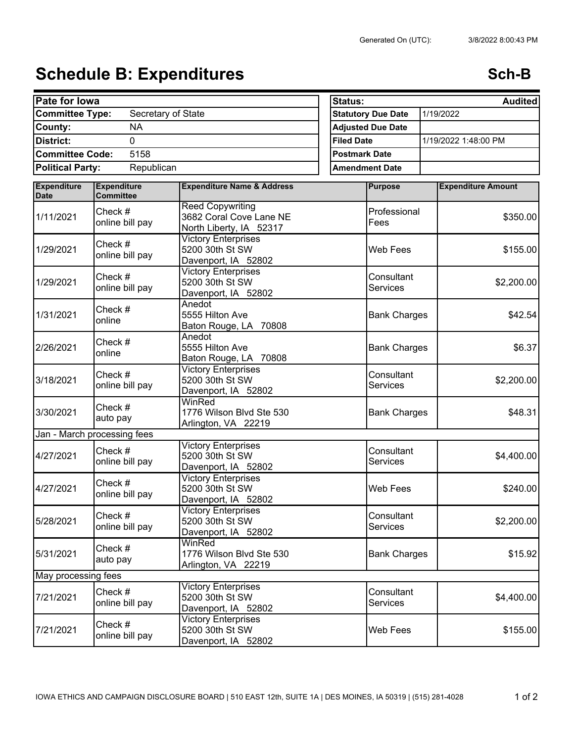Generated On (UTC): 3/8/2022 8:00:43 PM

# Schedule B: Expenditures

**Sch-B**

| Pate for Iowa | |
|---|---|
| **Committee Type:** | Secretary of State |
| **County:** | NA |
| **District:** | 0 |
| **Committee Code:** | 5158 |
| **Political Party:** | Republican |

| **Status:** | **Audited** |
|---|---|
| **Statutory Due Date** | 1/19/2022 |
| **Adjusted Due Date** | |
| **Filed Date** | 1/19/2022 1:48:00 PM |
| **Postmark Date** | |
| **Amendment Date** | |

| Expenditure Date | Expenditure Committee | Expenditure Name & Address | Purpose | Expenditure Amount |
|---|---|---|---|---|
| 1/11/2021 | Check # online bill pay | Reed Copywriting<br>3682 Coral Cove Lane NE<br>North Liberty, IA 52317 | Professional Fees | $350.00 |
| 1/29/2021 | Check # online bill pay | Victory Enterprises<br>5200 30th St SW<br>Davenport, IA 52802 | Web Fees | $155.00 |
| 1/29/2021 | Check # online bill pay | Victory Enterprises<br>5200 30th St SW<br>Davenport, IA 52802 | Consultant Services | $2,200.00 |
| 1/31/2021 | Check # online | Anedot<br>5555 Hilton Ave<br>Baton Rouge, LA 70808 | Bank Charges | $42.54 |
| 2/26/2021 | Check # online | Anedot<br>5555 Hilton Ave<br>Baton Rouge, LA 70808 | Bank Charges | $6.37 |
| 3/18/2021 | Check # online bill pay | Victory Enterprises<br>5200 30th St SW<br>Davenport, IA 52802 | Consultant Services | $2,200.00 |
| 3/30/2021 | Check # auto pay | WinRed<br>1776 Wilson Blvd Ste 530<br>Arlington, VA 22219 | Bank Charges | $48.31 |
| Jan - March processing fees | | | | |
| 4/27/2021 | Check # online bill pay | Victory Enterprises<br>5200 30th St SW<br>Davenport, IA 52802 | Consultant Services | $4,400.00 |
| 4/27/2021 | Check # online bill pay | Victory Enterprises<br>5200 30th St SW<br>Davenport, IA 52802 | Web Fees | $240.00 |
| 5/28/2021 | Check # online bill pay | Victory Enterprises<br>5200 30th St SW<br>Davenport, IA 52802 | Consultant Services | $2,200.00 |
| 5/31/2021 | Check # auto pay | WinRed<br>1776 Wilson Blvd Ste 530<br>Arlington, VA 22219 | Bank Charges | $15.92 |
| May processing fees | | | | |
| 7/21/2021 | Check # online bill pay | Victory Enterprises<br>5200 30th St SW<br>Davenport, IA 52802 | Consultant Services | $4,400.00 |
| 7/21/2021 | Check # online bill pay | Victory Enterprises<br>5200 30th St SW<br>Davenport, IA 52802 | Web Fees | $155.00 |

IOWA ETHICS AND CAMPAIGN DISCLOSURE BOARD | 510 EAST 12th, SUITE 1A | DES MOINES, IA 50319 | (515) 281-4028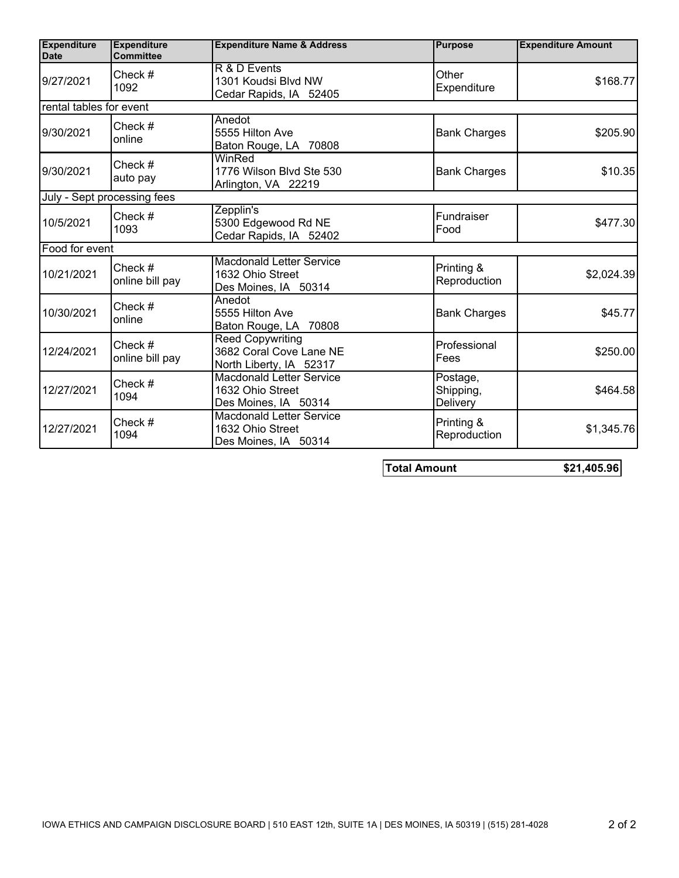| Expenditure Date | Expenditure Committee | Expenditure Name & Address | Purpose | Expenditure Amount |
|---|---|---|---|---|
| 9/27/2021 | Check # 1092 | R & D Events<br>1301 Koudsi Blvd NW<br>Cedar Rapids, IA 52405 | Other Expenditure | $168.77 |
| rental tables for event | | | | |
| 9/30/2021 | Check # online | Anedot<br>5555 Hilton Ave<br>Baton Rouge, LA 70808 | Bank Charges | $205.90 |
| 9/30/2021 | Check # auto pay | WinRed<br>1776 Wilson Blvd Ste 530<br>Arlington, VA 22219 | Bank Charges | $10.35 |
| July - Sept processing fees | | | | |
| 10/5/2021 | Check # 1093 | Zepplin's<br>5300 Edgewood Rd NE<br>Cedar Rapids, IA 52402 | Fundraiser Food | $477.30 |
| Food for event | | | | |
| 10/21/2021 | Check # online bill pay | Macdonald Letter Service<br>1632 Ohio Street<br>Des Moines, IA 50314 | Printing & Reproduction | $2,024.39 |
| 10/30/2021 | Check # online | Anedot<br>5555 Hilton Ave<br>Baton Rouge, LA 70808 | Bank Charges | $45.77 |
| 12/24/2021 | Check # online bill pay | Reed Copywriting<br>3682 Coral Cove Lane NE<br>North Liberty, IA 52317 | Professional Fees | $250.00 |
| 12/27/2021 | Check # 1094 | Macdonald Letter Service<br>1632 Ohio Street<br>Des Moines, IA 50314 | Postage, Shipping, Delivery | $464.58 |
| 12/27/2021 | Check # 1094 | Macdonald Letter Service<br>1632 Ohio Street<br>Des Moines, IA 50314 | Printing & Reproduction | $1,345.76 |

| Total Amount | $21,405.96 |
|---|---|

IOWA ETHICS AND CAMPAIGN DISCLOSURE BOARD | 510 EAST 12th, SUITE 1A | DES MOINES, IA 50319 | (515) 281-4028